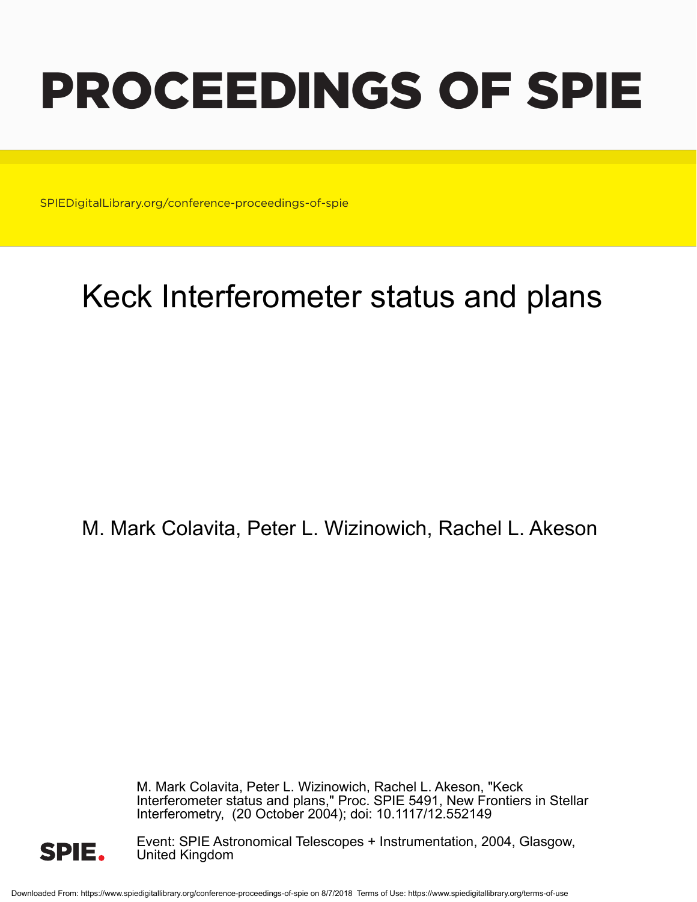# PROCEEDINGS OF SPIE

SPIEDigitalLibrary.org/conference-proceedings-of-spie

## Keck Interferometer status and plans

M. Mark Colavita, Peter L. Wizinowich, Rachel L. Akeson

M. Mark Colavita, Peter L. Wizinowich, Rachel L. Akeson, "Keck Interferometer status and plans," Proc. SPIE 5491, New Frontiers in Stellar Interferometry, (20 October 2004); doi: 10.1117/12.552149

Event: SPIE Astronomical Telescopes + Instrumentation, 2004, Glasgow, United Kingdom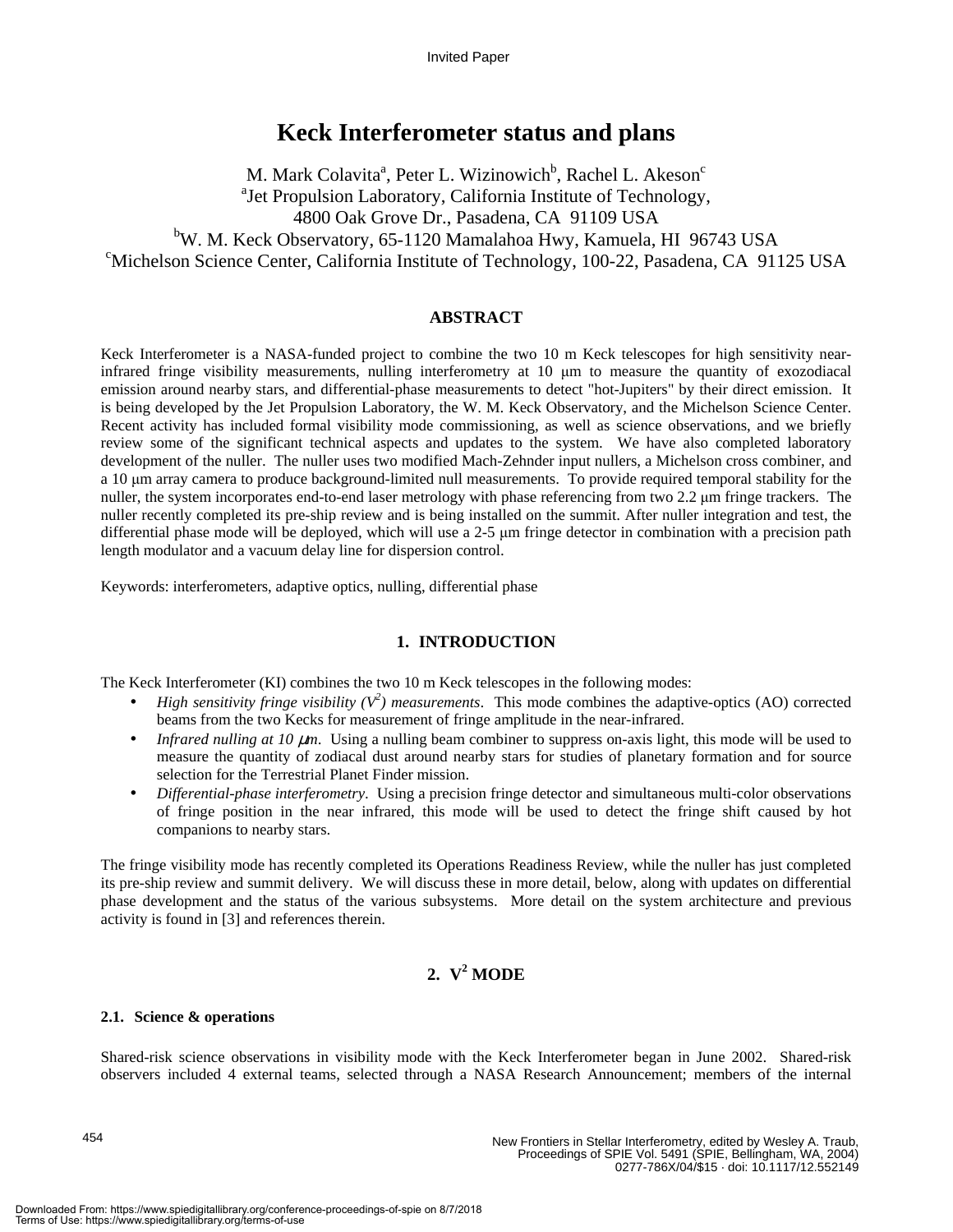Invited Paper

# Keck Interferometer status and plans

M. Mark Colavita[a], Peter L. Wizinowich[b], Rachel L. Akeson[c]

[a]Jet Propulsion Laboratory, California Institute of Technology, 4800 Oak Grove Dr., Pasadena, CA 91109 USA

[b]W. M. Keck Observatory, 65-1120 Mamalahoa Hwy, Kamuela, HI 96743 USA

[c]Michelson Science Center, California Institute of Technology, 100-22, Pasadena, CA 91125 USA

## ABSTRACT

Keck Interferometer is a NASA-funded project to combine the two 10 m Keck telescopes for high sensitivity near-infrared fringe visibility measurements, nulling interferometry at 10 μm to measure the quantity of exozodiacal emission around nearby stars, and differential-phase measurements to detect "hot-Jupiters" by their direct emission. It is being developed by the Jet Propulsion Laboratory, the W. M. Keck Observatory, and the Michelson Science Center. Recent activity has included formal visibility mode commissioning, as well as science observations, and we briefly review some of the significant technical aspects and updates to the system. We have also completed laboratory development of the nuller. The nuller uses two modified Mach-Zehnder input nullers, a Michelson cross combiner, and a 10 μm array camera to produce background-limited null measurements. To provide required temporal stability for the nuller, the system incorporates end-to-end laser metrology with phase referencing from two 2.2 μm fringe trackers. The nuller recently completed its pre-ship review and is being installed on the summit. After nuller integration and test, the differential phase mode will be deployed, which will use a 2-5 μm fringe detector in combination with a precision path length modulator and a vacuum delay line for dispersion control.

Keywords: interferometers, adaptive optics, nulling, differential phase

## 1. INTRODUCTION

The Keck Interferometer (KI) combines the two 10 m Keck telescopes in the following modes:

- *High sensitivity fringe visibility ($V^2$) measurements*. This mode combines the adaptive-optics (AO) corrected beams from the two Kecks for measurement of fringe amplitude in the near-infrared.
- *Infrared nulling at 10 μm*. Using a nulling beam combiner to suppress on-axis light, this mode will be used to measure the quantity of zodiacal dust around nearby stars for studies of planetary formation and for source selection for the Terrestrial Planet Finder mission.
- *Differential-phase interferometry*. Using a precision fringe detector and simultaneous multi-color observations of fringe position in the near infrared, this mode will be used to detect the fringe shift caused by hot companions to nearby stars.

The fringe visibility mode has recently completed its Operations Readiness Review, while the nuller has just completed its pre-ship review and summit delivery. We will discuss these in more detail, below, along with updates on differential phase development and the status of the various subsystems. More detail on the system architecture and previous activity is found in [3] and references therein.

## 2. $V^2$ MODE

### 2.1. Science & operations

Shared-risk science observations in visibility mode with the Keck Interferometer began in June 2002. Shared-risk observers included 4 external teams, selected through a NASA Research Announcement; members of the internal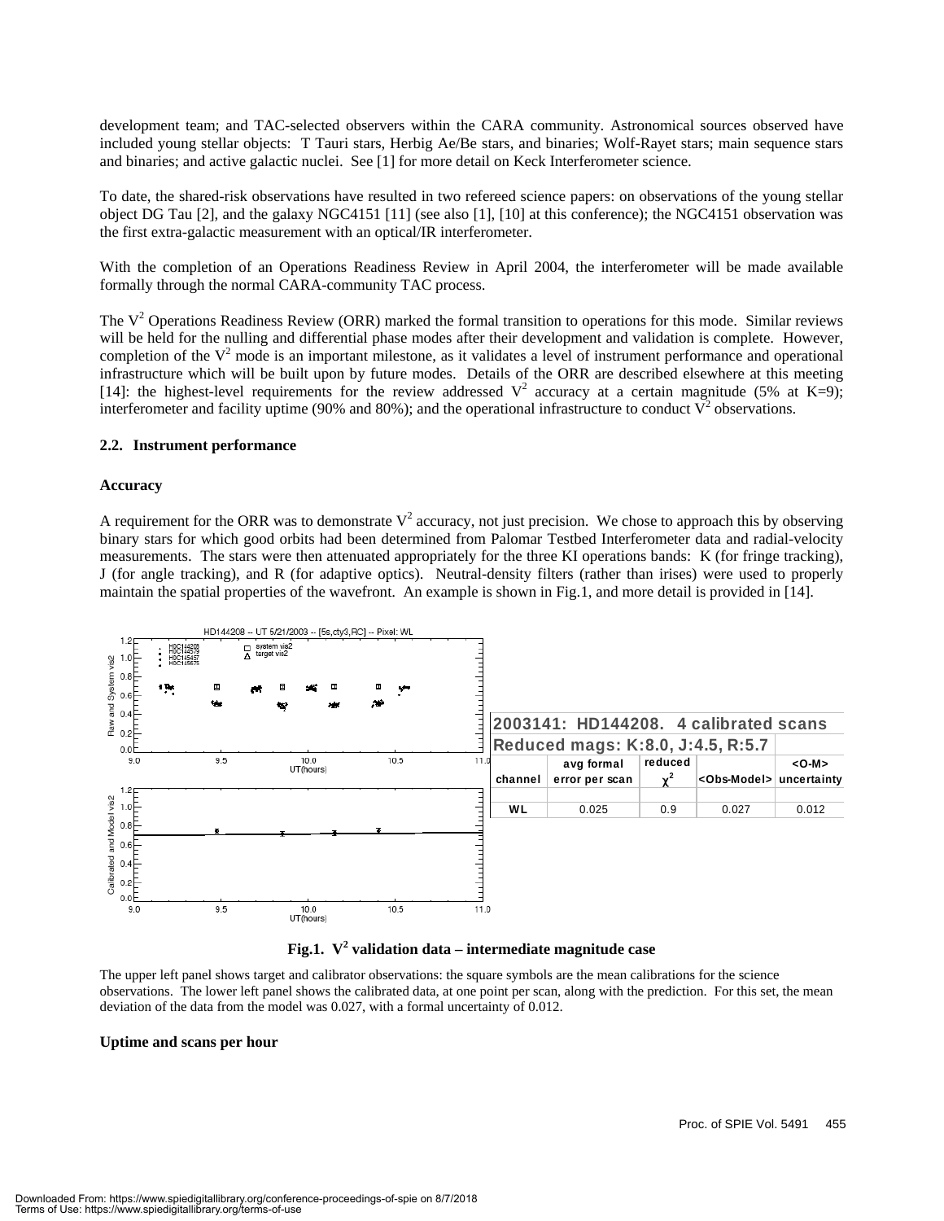development team; and TAC-selected observers within the CARA community. Astronomical sources observed have included young stellar objects: T Tauri stars, Herbig Ae/Be stars, and binaries; Wolf-Rayet stars; main sequence stars and binaries; and active galactic nuclei. See [1] for more detail on Keck Interferometer science.

To date, the shared-risk observations have resulted in two refereed science papers: on observations of the young stellar object DG Tau [2], and the galaxy NGC4151 [11] (see also [1], [10] at this conference); the NGC4151 observation was the first extra-galactic measurement with an optical/IR interferometer.

With the completion of an Operations Readiness Review in April 2004, the interferometer will be made available formally through the normal CARA-community TAC process.

The $V^2$ Operations Readiness Review (ORR) marked the formal transition to operations for this mode. Similar reviews will be held for the nulling and differential phase modes after their development and validation is complete. However, completion of the $V^2$ mode is an important milestone, as it validates a level of instrument performance and operational infrastructure which will be built upon by future modes. Details of the ORR are described elsewhere at this meeting [14]: the highest-level requirements for the review addressed $V^2$ accuracy at a certain magnitude (5% at K=9); interferometer and facility uptime (90% and 80%); and the operational infrastructure to conduct $V^2$ observations.

### 2.2. Instrument performance

**Accuracy**

A requirement for the ORR was to demonstrate $V^2$ accuracy, not just precision. We chose to approach this by observing binary stars for which good orbits had been determined from Palomar Testbed Interferometer data and radial-velocity measurements. The stars were then attenuated appropriately for the three KI operations bands: K (for fringe tracking), J (for angle tracking), and R (for adaptive optics). Neutral-density filters (rather than irises) were used to properly maintain the spatial properties of the wavefront. An example is shown in Fig.1, and more detail is provided in [14].

HD144208 -- UT 5/21/2003 -- [5s,cty3,RC] -- Pixel: WL

**2003141: HD144208. 4 calibrated scans**
**Reduced mags: K:8.0, J:4.5, R:5.7**

| channel | avg formal error per scan | reduced $\chi^2$ | <Obs-Model> | <O-M> uncertainty |
|---|---|---|---|---|
| WL | 0.025 | 0.9 | 0.027 | 0.012 |

**Fig.1. $V^2$ validation data – intermediate magnitude case**

The upper left panel shows target and calibrator observations: the square symbols are the mean calibrations for the science observations. The lower left panel shows the calibrated data, at one point per scan, along with the prediction. For this set, the mean deviation of the data from the model was 0.027, with a formal uncertainty of 0.012.

**Uptime and scans per hour**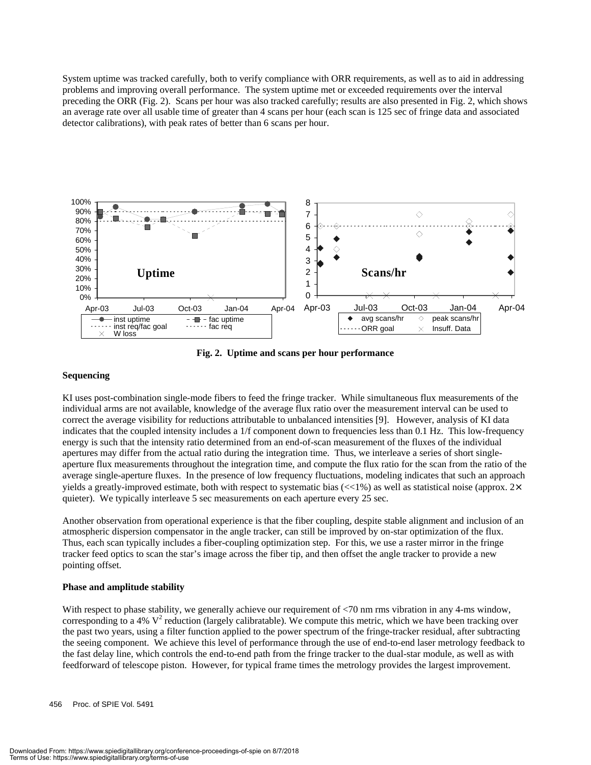System uptime was tracked carefully, both to verify compliance with ORR requirements, as well as to aid in addressing problems and improving overall performance. The system uptime met or exceeded requirements over the interval preceding the ORR (Fig. 2). Scans per hour was also tracked carefully; results are also presented in Fig. 2, which shows an average rate over all usable time of greater than 4 scans per hour (each scan is 125 sec of fringe data and associated detector calibrations), with peak rates of better than 6 scans per hour.

**Fig. 2. Uptime and scans per hour performance**

**Sequencing**

KI uses post-combination single-mode fibers to feed the fringe tracker. While simultaneous flux measurements of the individual arms are not available, knowledge of the average flux ratio over the measurement interval can be used to correct the average visibility for reductions attributable to unbalanced intensities [9]. However, analysis of KI data indicates that the coupled intensity includes a 1/f component down to frequencies less than 0.1 Hz. This low-frequency energy is such that the intensity ratio determined from an end-of-scan measurement of the fluxes of the individual apertures may differ from the actual ratio during the integration time. Thus, we interleave a series of short single-aperture flux measurements throughout the integration time, and compute the flux ratio for the scan from the ratio of the average single-aperture fluxes. In the presence of low frequency fluctuations, modeling indicates that such an approach yields a greatly-improved estimate, both with respect to systematic bias (<<1%) as well as statistical noise (approx. 2× quieter). We typically interleave 5 sec measurements on each aperture every 25 sec.

Another observation from operational experience is that the fiber coupling, despite stable alignment and inclusion of an atmospheric dispersion compensator in the angle tracker, can still be improved by on-star optimization of the flux. Thus, each scan typically includes a fiber-coupling optimization step. For this, we use a raster mirror in the fringe tracker feed optics to scan the star's image across the fiber tip, and then offset the angle tracker to provide a new pointing offset.

**Phase and amplitude stability**

With respect to phase stability, we generally achieve our requirement of <70 nm rms vibration in any 4-ms window, corresponding to a 4% $V^2$ reduction (largely calibratable). We compute this metric, which we have been tracking over the past two years, using a filter function applied to the power spectrum of the fringe-tracker residual, after subtracting the seeing component. We achieve this level of performance through the use of end-to-end laser metrology feedback to the fast delay line, which controls the end-to-end path from the fringe tracker to the dual-star module, as well as with feedforward of telescope piston. However, for typical frame times the metrology provides the largest improvement.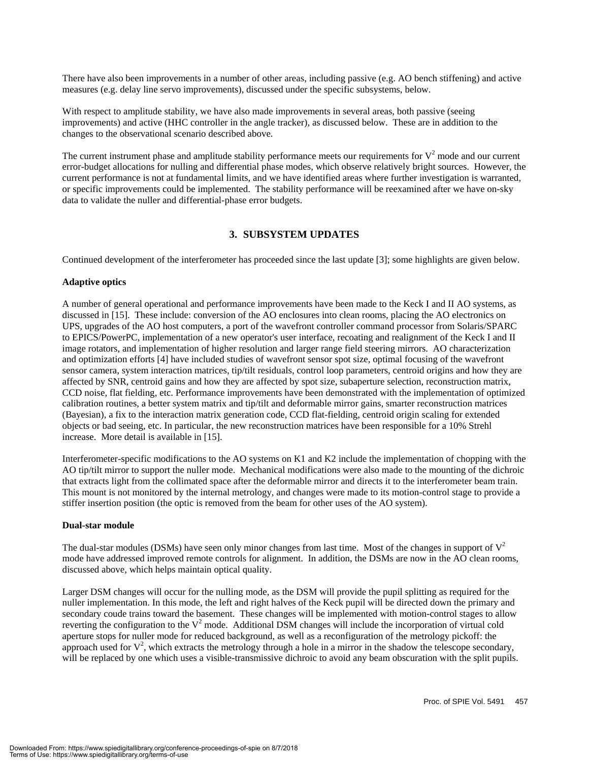There have also been improvements in a number of other areas, including passive (e.g. AO bench stiffening) and active measures (e.g. delay line servo improvements), discussed under the specific subsystems, below.

With respect to amplitude stability, we have also made improvements in several areas, both passive (seeing improvements) and active (HHC controller in the angle tracker), as discussed below. These are in addition to the changes to the observational scenario described above.

The current instrument phase and amplitude stability performance meets our requirements for $V^2$ mode and our current error-budget allocations for nulling and differential phase modes, which observe relatively bright sources. However, the current performance is not at fundamental limits, and we have identified areas where further investigation is warranted, or specific improvements could be implemented. The stability performance will be reexamined after we have on-sky data to validate the nuller and differential-phase error budgets.

## 3. SUBSYSTEM UPDATES

Continued development of the interferometer has proceeded since the last update [3]; some highlights are given below.

**Adaptive optics**

A number of general operational and performance improvements have been made to the Keck I and II AO systems, as discussed in [15]. These include: conversion of the AO enclosures into clean rooms, placing the AO electronics on UPS, upgrades of the AO host computers, a port of the wavefront controller command processor from Solaris/SPARC to EPICS/PowerPC, implementation of a new operator's user interface, recoating and realignment of the Keck I and II image rotators, and implementation of higher resolution and larger range field steering mirrors. AO characterization and optimization efforts [4] have included studies of wavefront sensor spot size, optimal focusing of the wavefront sensor camera, system interaction matrices, tip/tilt residuals, control loop parameters, centroid origins and how they are affected by SNR, centroid gains and how they are affected by spot size, subaperture selection, reconstruction matrix, CCD noise, flat fielding, etc. Performance improvements have been demonstrated with the implementation of optimized calibration routines, a better system matrix and tip/tilt and deformable mirror gains, smarter reconstruction matrices (Bayesian), a fix to the interaction matrix generation code, CCD flat-fielding, centroid origin scaling for extended objects or bad seeing, etc. In particular, the new reconstruction matrices have been responsible for a 10% Strehl increase. More detail is available in [15].

Interferometer-specific modifications to the AO systems on K1 and K2 include the implementation of chopping with the AO tip/tilt mirror to support the nuller mode. Mechanical modifications were also made to the mounting of the dichroic that extracts light from the collimated space after the deformable mirror and directs it to the interferometer beam train. This mount is not monitored by the internal metrology, and changes were made to its motion-control stage to provide a stiffer insertion position (the optic is removed from the beam for other uses of the AO system).

**Dual-star module**

The dual-star modules (DSMs) have seen only minor changes from last time. Most of the changes in support of $V^2$ mode have addressed improved remote controls for alignment. In addition, the DSMs are now in the AO clean rooms, discussed above, which helps maintain optical quality.

Larger DSM changes will occur for the nulling mode, as the DSM will provide the pupil splitting as required for the nuller implementation. In this mode, the left and right halves of the Keck pupil will be directed down the primary and secondary coude trains toward the basement. These changes will be implemented with motion-control stages to allow reverting the configuration to the $V^2$ mode. Additional DSM changes will include the incorporation of virtual cold aperture stops for nuller mode for reduced background, as well as a reconfiguration of the metrology pickoff: the approach used for $V^2$, which extracts the metrology through a hole in a mirror in the shadow the telescope secondary, will be replaced by one which uses a visible-transmissive dichroic to avoid any beam obscuration with the split pupils.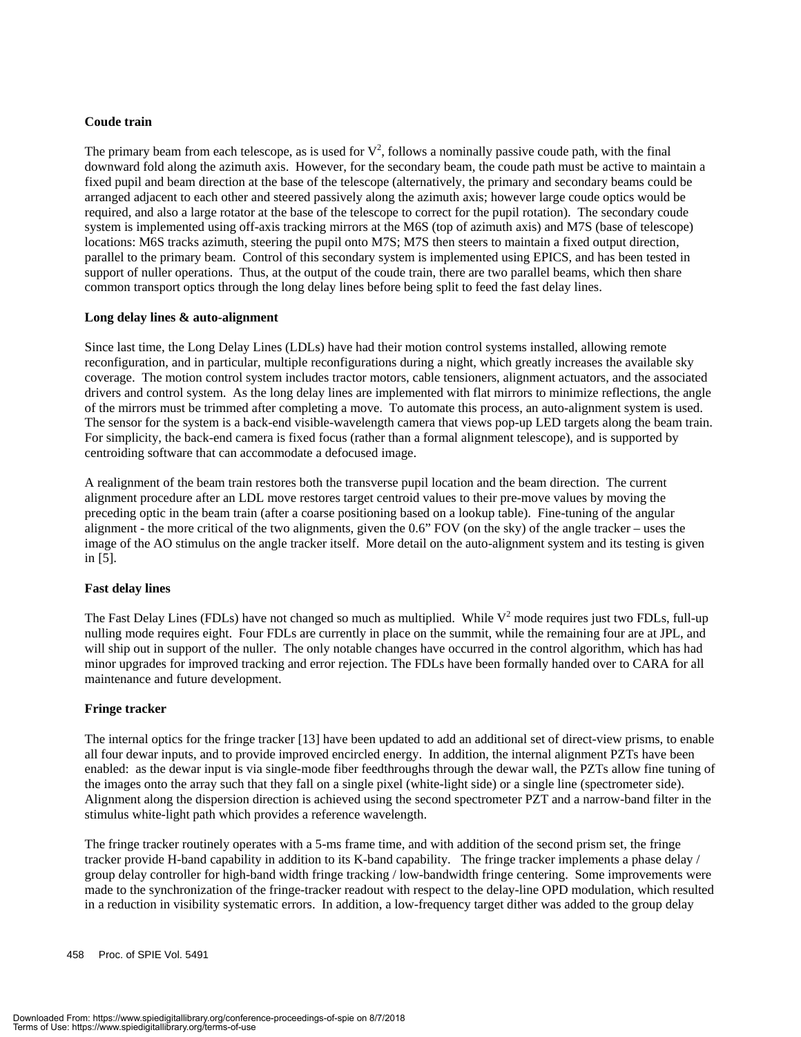**Coude train**

The primary beam from each telescope, as is used for $V^2$, follows a nominally passive coude path, with the final downward fold along the azimuth axis. However, for the secondary beam, the coude path must be active to maintain a fixed pupil and beam direction at the base of the telescope (alternatively, the primary and secondary beams could be arranged adjacent to each other and steered passively along the azimuth axis; however large coude optics would be required, and also a large rotator at the base of the telescope to correct for the pupil rotation). The secondary coude system is implemented using off-axis tracking mirrors at the M6S (top of azimuth axis) and M7S (base of telescope) locations: M6S tracks azimuth, steering the pupil onto M7S; M7S then steers to maintain a fixed output direction, parallel to the primary beam. Control of this secondary system is implemented using EPICS, and has been tested in support of nuller operations. Thus, at the output of the coude train, there are two parallel beams, which then share common transport optics through the long delay lines before being split to feed the fast delay lines.

**Long delay lines & auto-alignment**

Since last time, the Long Delay Lines (LDLs) have had their motion control systems installed, allowing remote reconfiguration, and in particular, multiple reconfigurations during a night, which greatly increases the available sky coverage. The motion control system includes tractor motors, cable tensioners, alignment actuators, and the associated drivers and control system. As the long delay lines are implemented with flat mirrors to minimize reflections, the angle of the mirrors must be trimmed after completing a move. To automate this process, an auto-alignment system is used. The sensor for the system is a back-end visible-wavelength camera that views pop-up LED targets along the beam train. For simplicity, the back-end camera is fixed focus (rather than a formal alignment telescope), and is supported by centroiding software that can accommodate a defocused image.

A realignment of the beam train restores both the transverse pupil location and the beam direction. The current alignment procedure after an LDL move restores target centroid values to their pre-move values by moving the preceding optic in the beam train (after a coarse positioning based on a lookup table). Fine-tuning of the angular alignment - the more critical of the two alignments, given the 0.6" FOV (on the sky) of the angle tracker – uses the image of the AO stimulus on the angle tracker itself. More detail on the auto-alignment system and its testing is given in [5].

**Fast delay lines**

The Fast Delay Lines (FDLs) have not changed so much as multiplied. While $V^2$ mode requires just two FDLs, full-up nulling mode requires eight. Four FDLs are currently in place on the summit, while the remaining four are at JPL, and will ship out in support of the nuller. The only notable changes have occurred in the control algorithm, which has had minor upgrades for improved tracking and error rejection. The FDLs have been formally handed over to CARA for all maintenance and future development.

**Fringe tracker**

The internal optics for the fringe tracker [13] have been updated to add an additional set of direct-view prisms, to enable all four dewar inputs, and to provide improved encircled energy. In addition, the internal alignment PZTs have been enabled: as the dewar input is via single-mode fiber feedthroughs through the dewar wall, the PZTs allow fine tuning of the images onto the array such that they fall on a single pixel (white-light side) or a single line (spectrometer side). Alignment along the dispersion direction is achieved using the second spectrometer PZT and a narrow-band filter in the stimulus white-light path which provides a reference wavelength.

The fringe tracker routinely operates with a 5-ms frame time, and with addition of the second prism set, the fringe tracker provide H-band capability in addition to its K-band capability. The fringe tracker implements a phase delay / group delay controller for high-band width fringe tracking / low-bandwidth fringe centering. Some improvements were made to the synchronization of the fringe-tracker readout with respect to the delay-line OPD modulation, which resulted in a reduction in visibility systematic errors. In addition, a low-frequency target dither was added to the group delay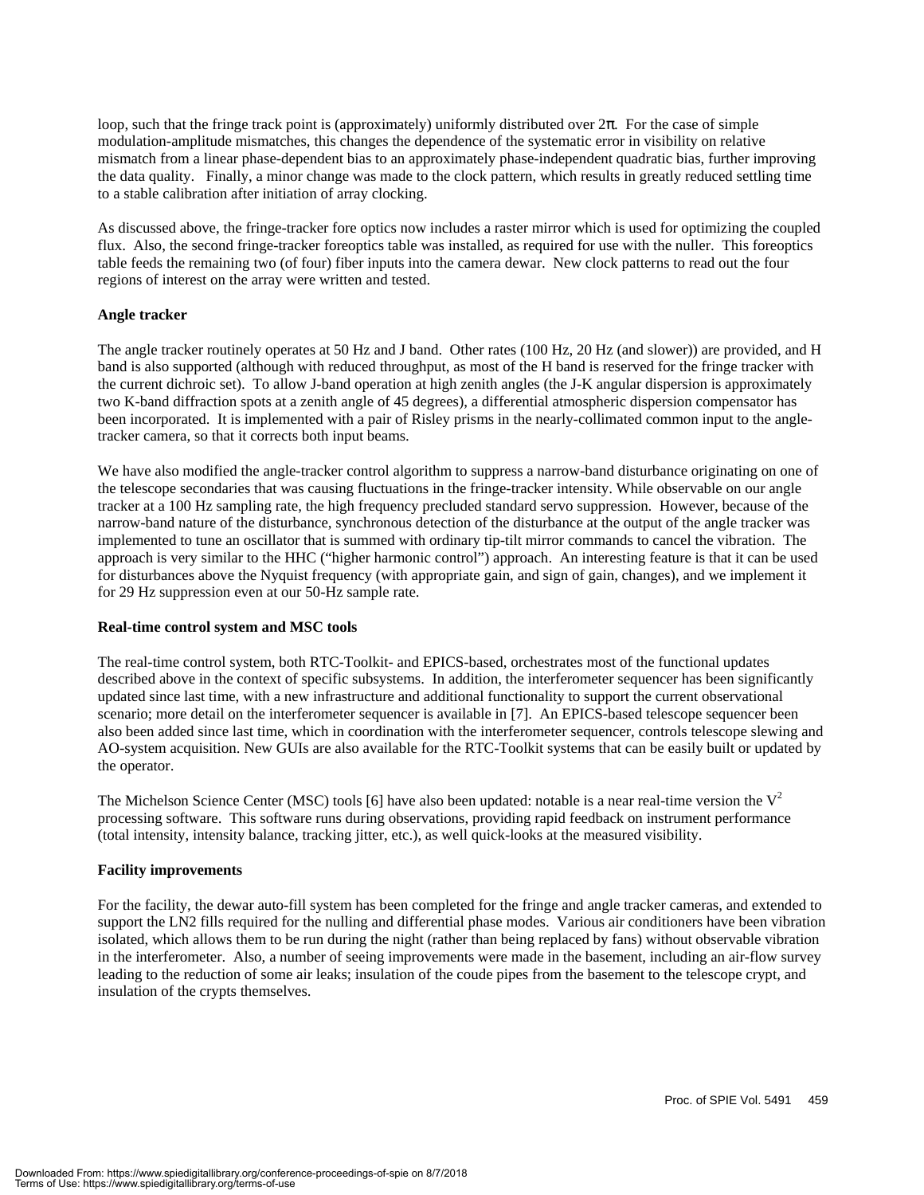loop, such that the fringe track point is (approximately) uniformly distributed over 2π. For the case of simple modulation-amplitude mismatches, this changes the dependence of the systematic error in visibility on relative mismatch from a linear phase-dependent bias to an approximately phase-independent quadratic bias, further improving the data quality. Finally, a minor change was made to the clock pattern, which results in greatly reduced settling time to a stable calibration after initiation of array clocking.

As discussed above, the fringe-tracker fore optics now includes a raster mirror which is used for optimizing the coupled flux. Also, the second fringe-tracker foreoptics table was installed, as required for use with the nuller. This foreoptics table feeds the remaining two (of four) fiber inputs into the camera dewar. New clock patterns to read out the four regions of interest on the array were written and tested.

**Angle tracker**

The angle tracker routinely operates at 50 Hz and J band. Other rates (100 Hz, 20 Hz (and slower)) are provided, and H band is also supported (although with reduced throughput, as most of the H band is reserved for the fringe tracker with the current dichroic set). To allow J-band operation at high zenith angles (the J-K angular dispersion is approximately two K-band diffraction spots at a zenith angle of 45 degrees), a differential atmospheric dispersion compensator has been incorporated. It is implemented with a pair of Risley prisms in the nearly-collimated common input to the angle-tracker camera, so that it corrects both input beams.

We have also modified the angle-tracker control algorithm to suppress a narrow-band disturbance originating on one of the telescope secondaries that was causing fluctuations in the fringe-tracker intensity. While observable on our angle tracker at a 100 Hz sampling rate, the high frequency precluded standard servo suppression. However, because of the narrow-band nature of the disturbance, synchronous detection of the disturbance at the output of the angle tracker was implemented to tune an oscillator that is summed with ordinary tip-tilt mirror commands to cancel the vibration. The approach is very similar to the HHC ("higher harmonic control") approach. An interesting feature is that it can be used for disturbances above the Nyquist frequency (with appropriate gain, and sign of gain, changes), and we implement it for 29 Hz suppression even at our 50-Hz sample rate.

**Real-time control system and MSC tools**

The real-time control system, both RTC-Toolkit- and EPICS-based, orchestrates most of the functional updates described above in the context of specific subsystems. In addition, the interferometer sequencer has been significantly updated since last time, with a new infrastructure and additional functionality to support the current observational scenario; more detail on the interferometer sequencer is available in [7]. An EPICS-based telescope sequencer been also been added since last time, which in coordination with the interferometer sequencer, controls telescope slewing and AO-system acquisition. New GUIs are also available for the RTC-Toolkit systems that can be easily built or updated by the operator.

The Michelson Science Center (MSC) tools [6] have also been updated: notable is a near real-time version the $V^2$ processing software. This software runs during observations, providing rapid feedback on instrument performance (total intensity, intensity balance, tracking jitter, etc.), as well quick-looks at the measured visibility.

**Facility improvements**

For the facility, the dewar auto-fill system has been completed for the fringe and angle tracker cameras, and extended to support the LN2 fills required for the nulling and differential phase modes. Various air conditioners have been vibration isolated, which allows them to be run during the night (rather than being replaced by fans) without observable vibration in the interferometer. Also, a number of seeing improvements were made in the basement, including an air-flow survey leading to the reduction of some air leaks; insulation of the coude pipes from the basement to the telescope crypt, and insulation of the crypts themselves.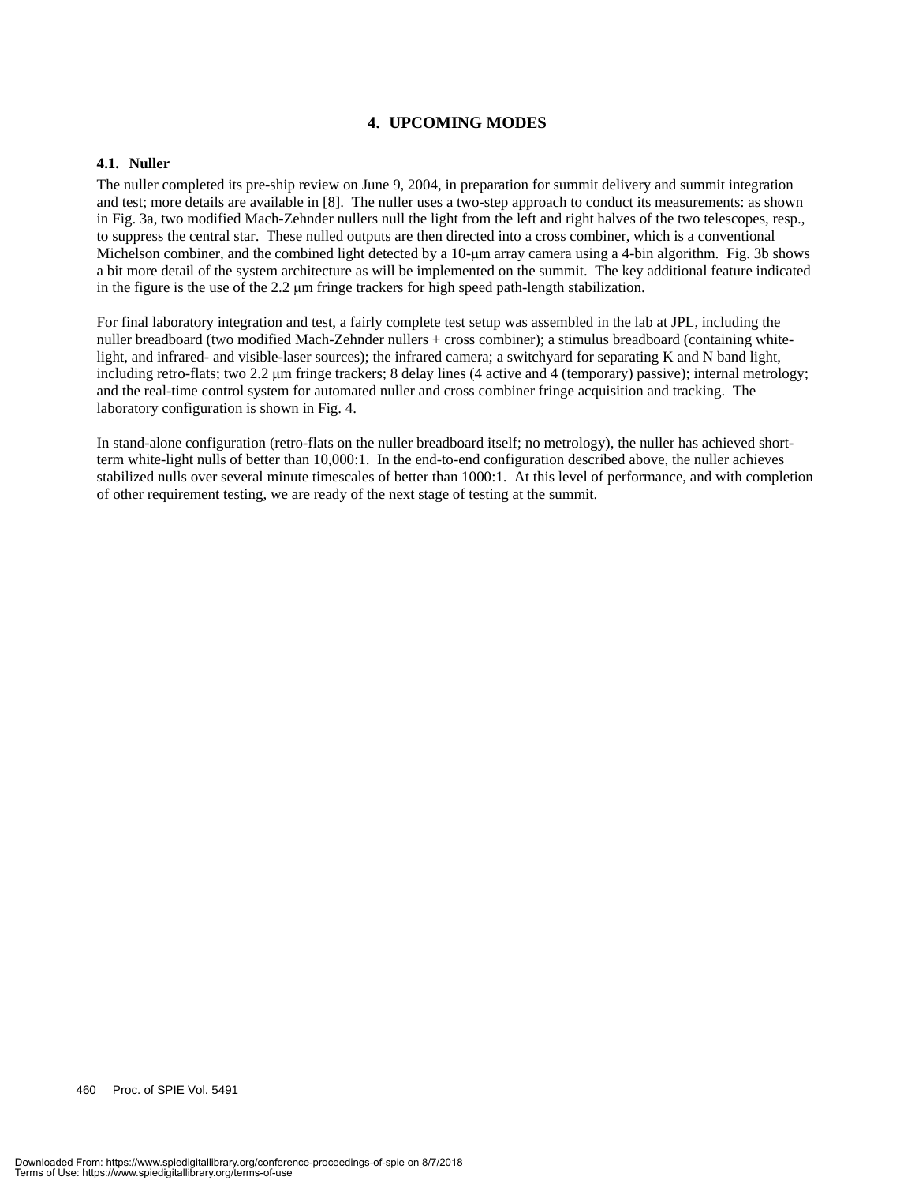# 4. UPCOMING MODES

## 4.1. Nuller

The nuller completed its pre-ship review on June 9, 2004, in preparation for summit delivery and summit integration and test; more details are available in [8]. The nuller uses a two-step approach to conduct its measurements: as shown in Fig. 3a, two modified Mach-Zehnder nullers null the light from the left and right halves of the two telescopes, resp., to suppress the central star. These nulled outputs are then directed into a cross combiner, which is a conventional Michelson combiner, and the combined light detected by a 10-μm array camera using a 4-bin algorithm. Fig. 3b shows a bit more detail of the system architecture as will be implemented on the summit. The key additional feature indicated in the figure is the use of the 2.2 μm fringe trackers for high speed path-length stabilization.

For final laboratory integration and test, a fairly complete test setup was assembled in the lab at JPL, including the nuller breadboard (two modified Mach-Zehnder nullers + cross combiner); a stimulus breadboard (containing white-light, and infrared- and visible-laser sources); the infrared camera; a switchyard for separating K and N band light, including retro-flats; two 2.2 μm fringe trackers; 8 delay lines (4 active and 4 (temporary) passive); internal metrology; and the real-time control system for automated nuller and cross combiner fringe acquisition and tracking. The laboratory configuration is shown in Fig. 4.

In stand-alone configuration (retro-flats on the nuller breadboard itself; no metrology), the nuller has achieved short-term white-light nulls of better than 10,000:1. In the end-to-end configuration described above, the nuller achieves stabilized nulls over several minute timescales of better than 1000:1. At this level of performance, and with completion of other requirement testing, we are ready of the next stage of testing at the summit.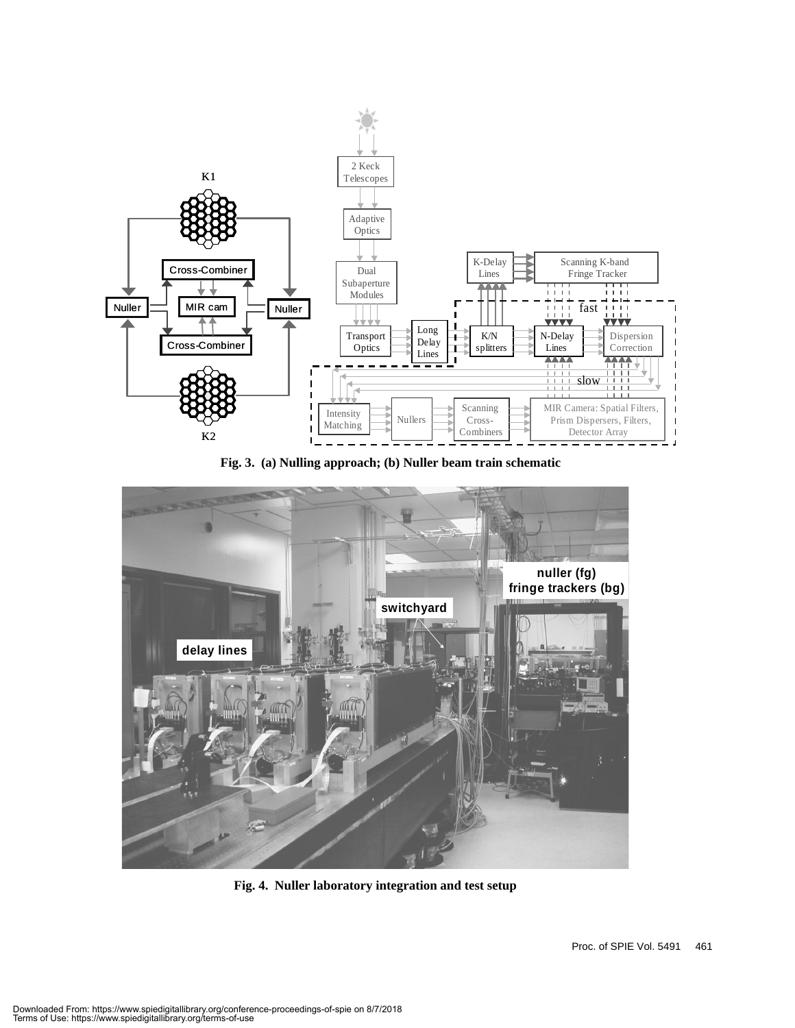Fig. 3. (a) Nulling approach; (b) Nuller beam train schematic

Fig. 4. Nuller laboratory integration and test setup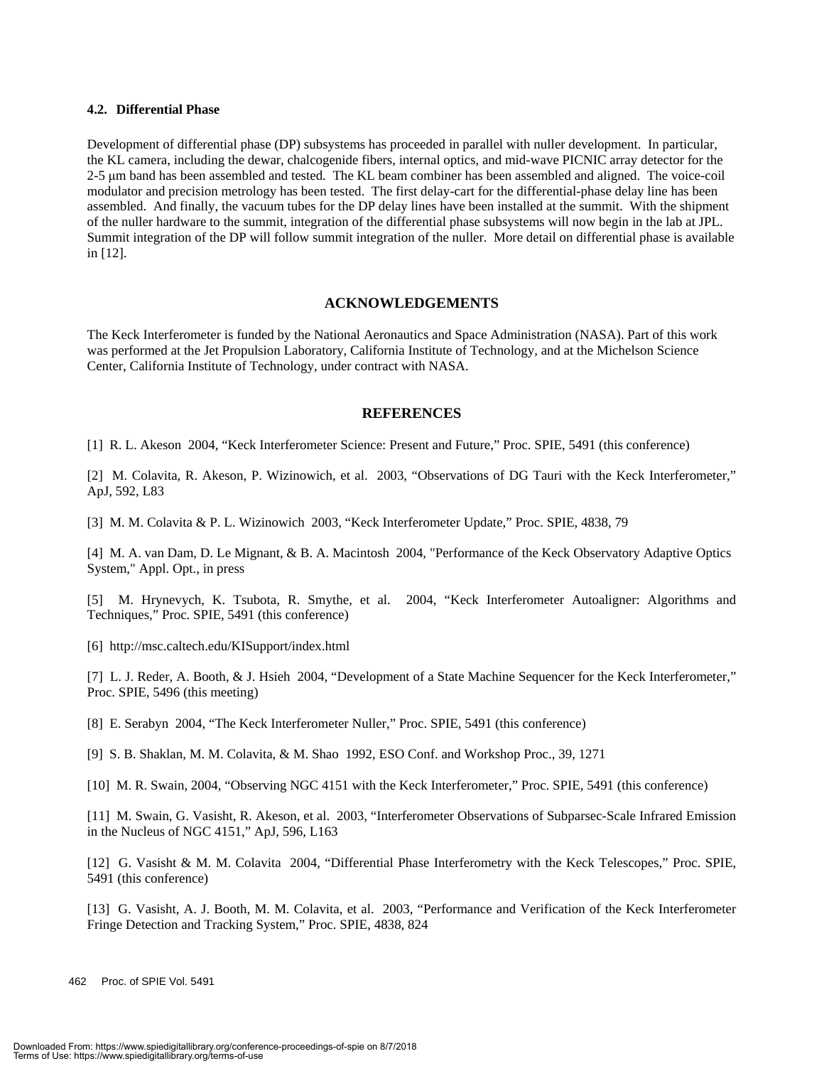### 4.2. Differential Phase

Development of differential phase (DP) subsystems has proceeded in parallel with nuller development. In particular, the KL camera, including the dewar, chalcogenide fibers, internal optics, and mid-wave PICNIC array detector for the 2-5 μm band has been assembled and tested. The KL beam combiner has been assembled and aligned. The voice-coil modulator and precision metrology has been tested. The first delay-cart for the differential-phase delay line has been assembled. And finally, the vacuum tubes for the DP delay lines have been installed at the summit. With the shipment of the nuller hardware to the summit, integration of the differential phase subsystems will now begin in the lab at JPL. Summit integration of the DP will follow summit integration of the nuller. More detail on differential phase is available in [12].

## ACKNOWLEDGEMENTS

The Keck Interferometer is funded by the National Aeronautics and Space Administration (NASA). Part of this work was performed at the Jet Propulsion Laboratory, California Institute of Technology, and at the Michelson Science Center, California Institute of Technology, under contract with NASA.

## REFERENCES

[1] R. L. Akeson 2004, "Keck Interferometer Science: Present and Future," Proc. SPIE, 5491 (this conference)

[2] M. Colavita, R. Akeson, P. Wizinowich, et al. 2003, "Observations of DG Tauri with the Keck Interferometer," ApJ, 592, L83

[3] M. M. Colavita & P. L. Wizinowich 2003, "Keck Interferometer Update," Proc. SPIE, 4838, 79

[4] M. A. van Dam, D. Le Mignant, & B. A. Macintosh 2004, "Performance of the Keck Observatory Adaptive Optics System," Appl. Opt., in press

[5] M. Hrynevych, K. Tsubota, R. Smythe, et al. 2004, "Keck Interferometer Autoaligner: Algorithms and Techniques," Proc. SPIE, 5491 (this conference)

[6] http://msc.caltech.edu/KISupport/index.html

[7] L. J. Reder, A. Booth, & J. Hsieh 2004, "Development of a State Machine Sequencer for the Keck Interferometer," Proc. SPIE, 5496 (this meeting)

[8] E. Serabyn 2004, "The Keck Interferometer Nuller," Proc. SPIE, 5491 (this conference)

[9] S. B. Shaklan, M. M. Colavita, & M. Shao 1992, ESO Conf. and Workshop Proc., 39, 1271

[10] M. R. Swain, 2004, "Observing NGC 4151 with the Keck Interferometer," Proc. SPIE, 5491 (this conference)

[11] M. Swain, G. Vasisht, R. Akeson, et al. 2003, "Interferometer Observations of Subparsec-Scale Infrared Emission in the Nucleus of NGC 4151," ApJ, 596, L163

[12] G. Vasisht & M. M. Colavita 2004, "Differential Phase Interferometry with the Keck Telescopes," Proc. SPIE, 5491 (this conference)

[13] G. Vasisht, A. J. Booth, M. M. Colavita, et al. 2003, "Performance and Verification of the Keck Interferometer Fringe Detection and Tracking System," Proc. SPIE, 4838, 824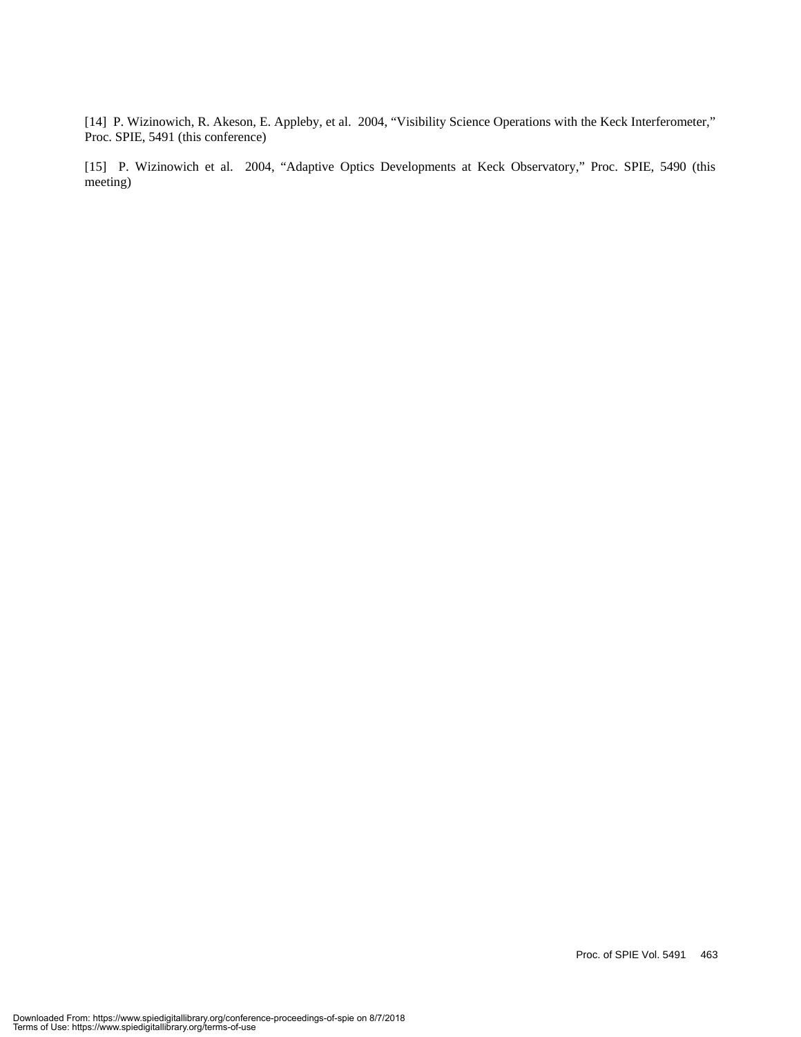[14] P. Wizinowich, R. Akeson, E. Appleby, et al. 2004, "Visibility Science Operations with the Keck Interferometer," Proc. SPIE, 5491 (this conference)

[15] P. Wizinowich et al. 2004, "Adaptive Optics Developments at Keck Observatory," Proc. SPIE, 5490 (this meeting)